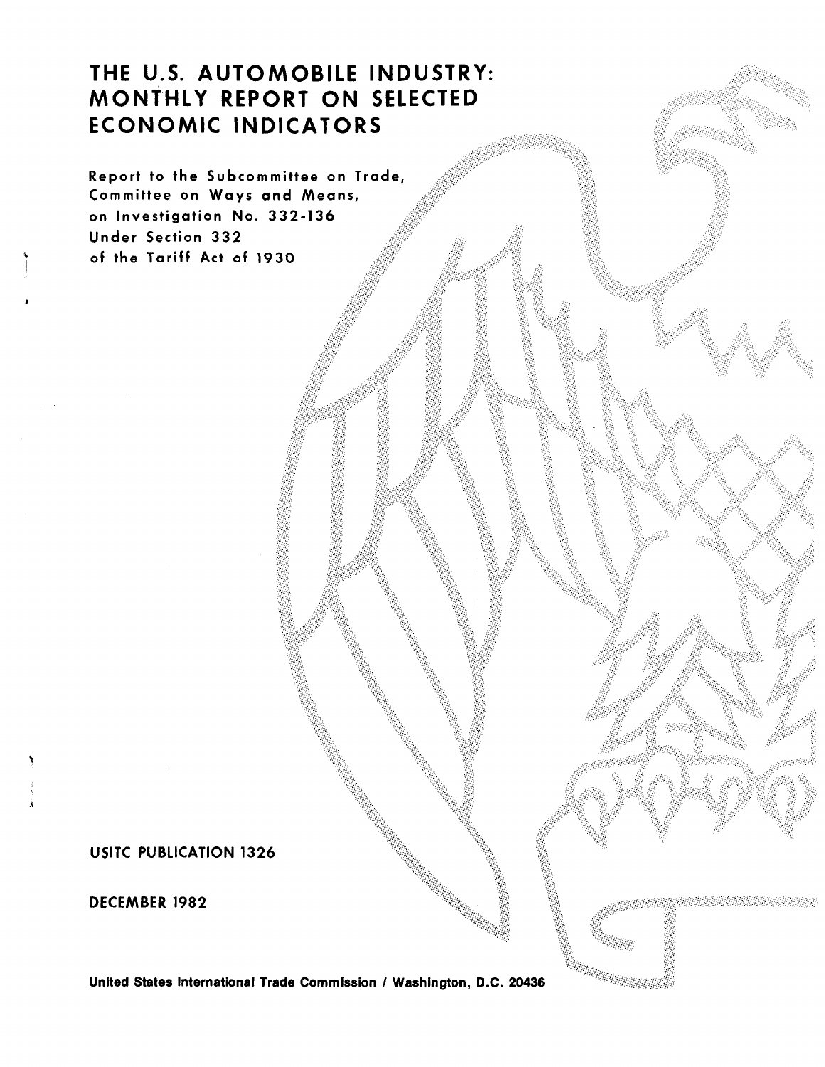# THE U.S. AUTOMOBILE INDUSTRY: MONTHLY REPORT ON SELECTED ECONOMIC INDICATORS

Report to the Subcommittee on Trade, Committee on Ways and Means, on Investigation No. 332-136 Under Section 332 of the Tariff Act of 1930

USITC PUBLICATION 1326

DECEMBER 1982

**United States International Trade Commission / Washington, D.C. 20436**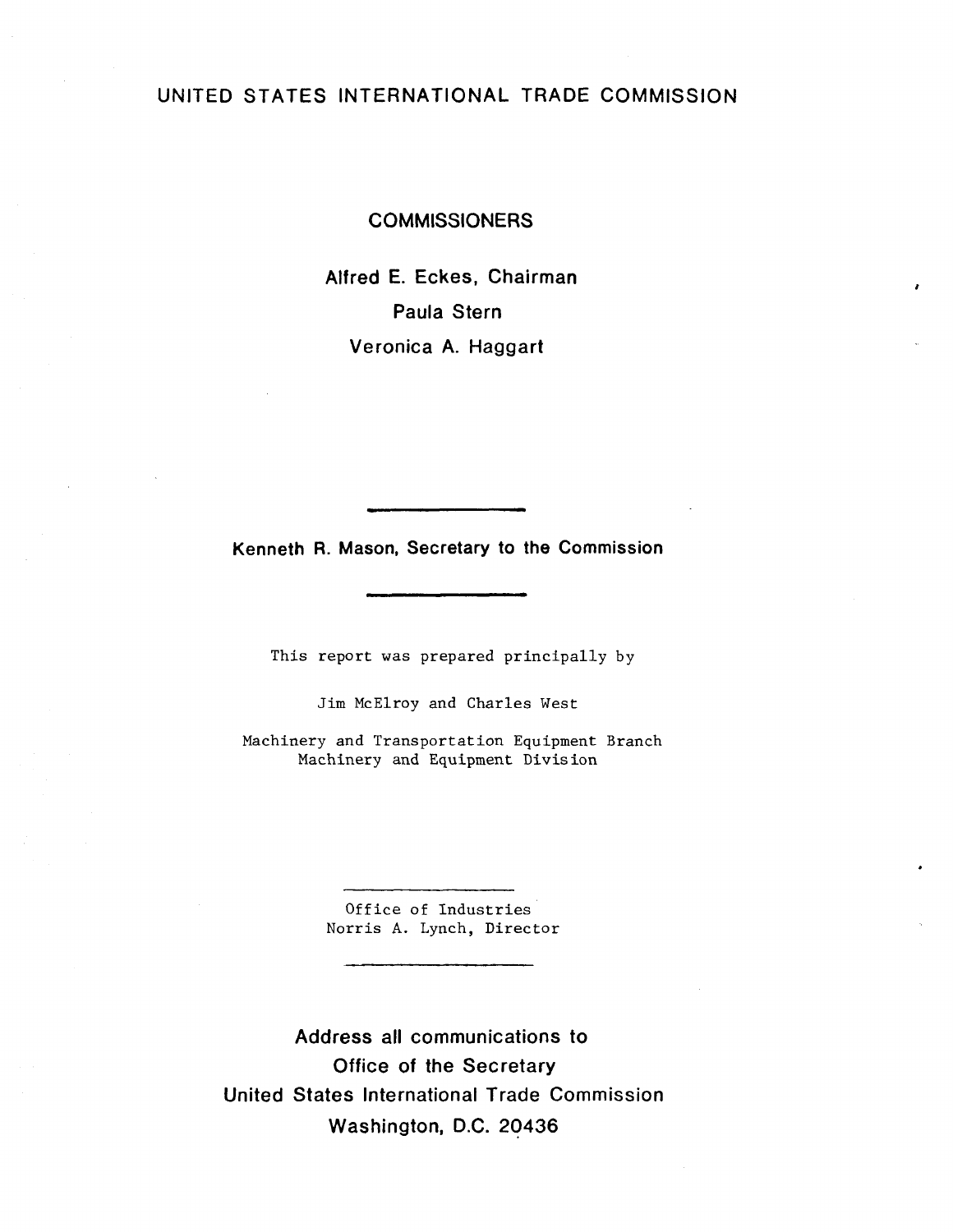UNITED STATES INTERNATIONAL TRADE COMMISSION

**COMMISSIONERS**

**Alfred E. Eckes, Chairman**

**Paula Stern**

**Veronica A. Haggart**

---

**Kenneth R. Mason, Secretary to the Commission**

---

This report was prepared principally by

Jim McElroy and Charles West

Machinery and Transportation Equipment Branch
Machinery and Equipment Division

---

Office of Industries
Norris A. Lynch, Director

---

**Address all communications to**
**Office of the Secretary**
**United States International Trade Commission**
**Washington, D.C. 20436**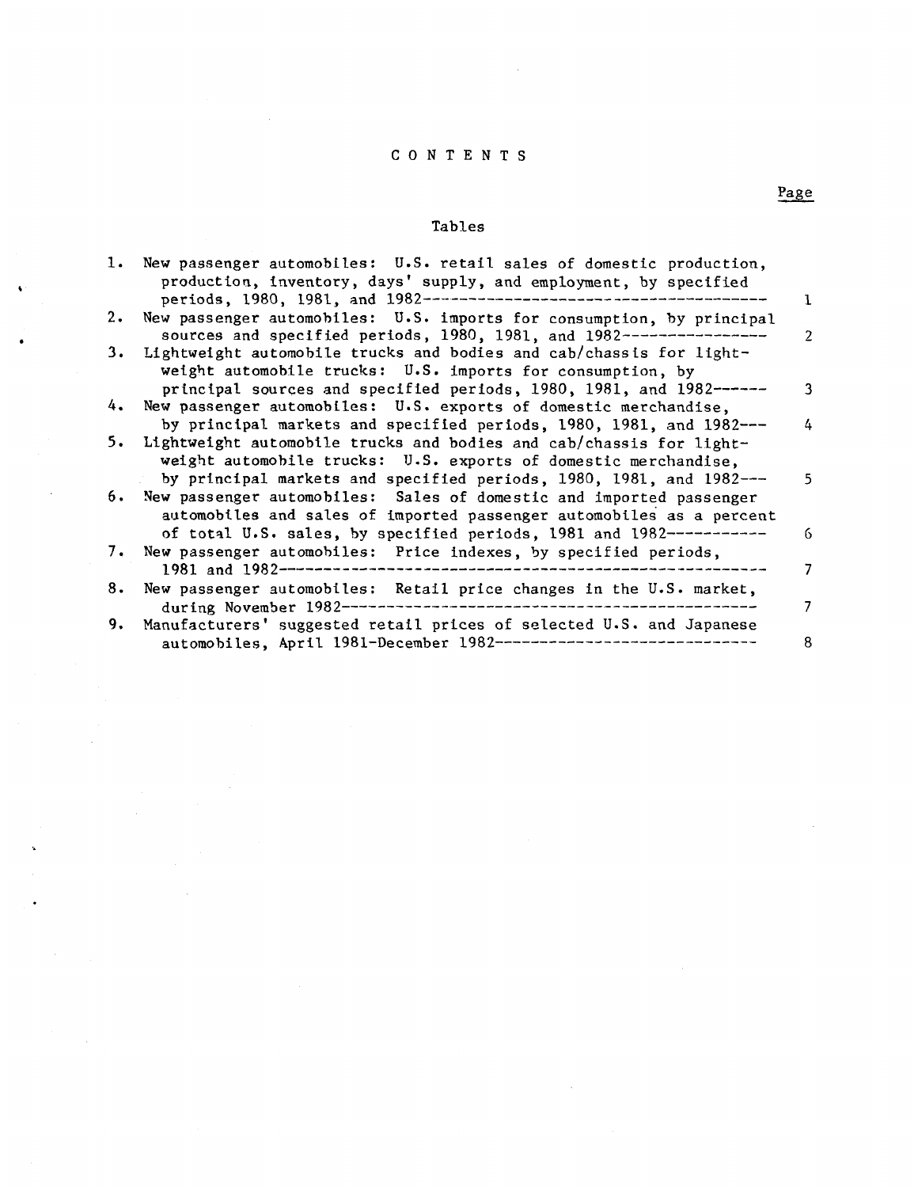# CONTENTS

Page

## Tables

| | | Page |
|---|---|---|
| 1. | New passenger automobiles: U.S. retail sales of domestic production, production, inventory, days' supply, and employment, by specified periods, 1980, 1981, and 1982 | 1 |
| 2. | New passenger automobiles: U.S. imports for consumption, by principal sources and specified periods, 1980, 1981, and 1982 | 2 |
| 3. | Lightweight automobile trucks and bodies and cab/chassis for lightweight automobile trucks: U.S. imports for consumption, by principal sources and specified periods, 1980, 1981, and 1982 | 3 |
| 4. | New passenger automobiles: U.S. exports of domestic merchandise, by principal markets and specified periods, 1980, 1981, and 1982 | 4 |
| 5. | Lightweight automobile trucks and bodies and cab/chassis for lightweight automobile trucks: U.S. exports of domestic merchandise, by principal markets and specified periods, 1980, 1981, and 1982 | 5 |
| 6. | New passenger automobiles: Sales of domestic and imported passenger automobiles and sales of imported passenger automobiles as a percent of total U.S. sales, by specified periods, 1981 and 1982 | 6 |
| 7. | New passenger automobiles: Price indexes, by specified periods, 1981 and 1982 | 7 |
| 8. | New passenger automobiles: Retail price changes in the U.S. market, during November 1982 | 7 |
| 9. | Manufacturers' suggested retail prices of selected U.S. and Japanese automobiles, April 1981-December 1982 | 8 |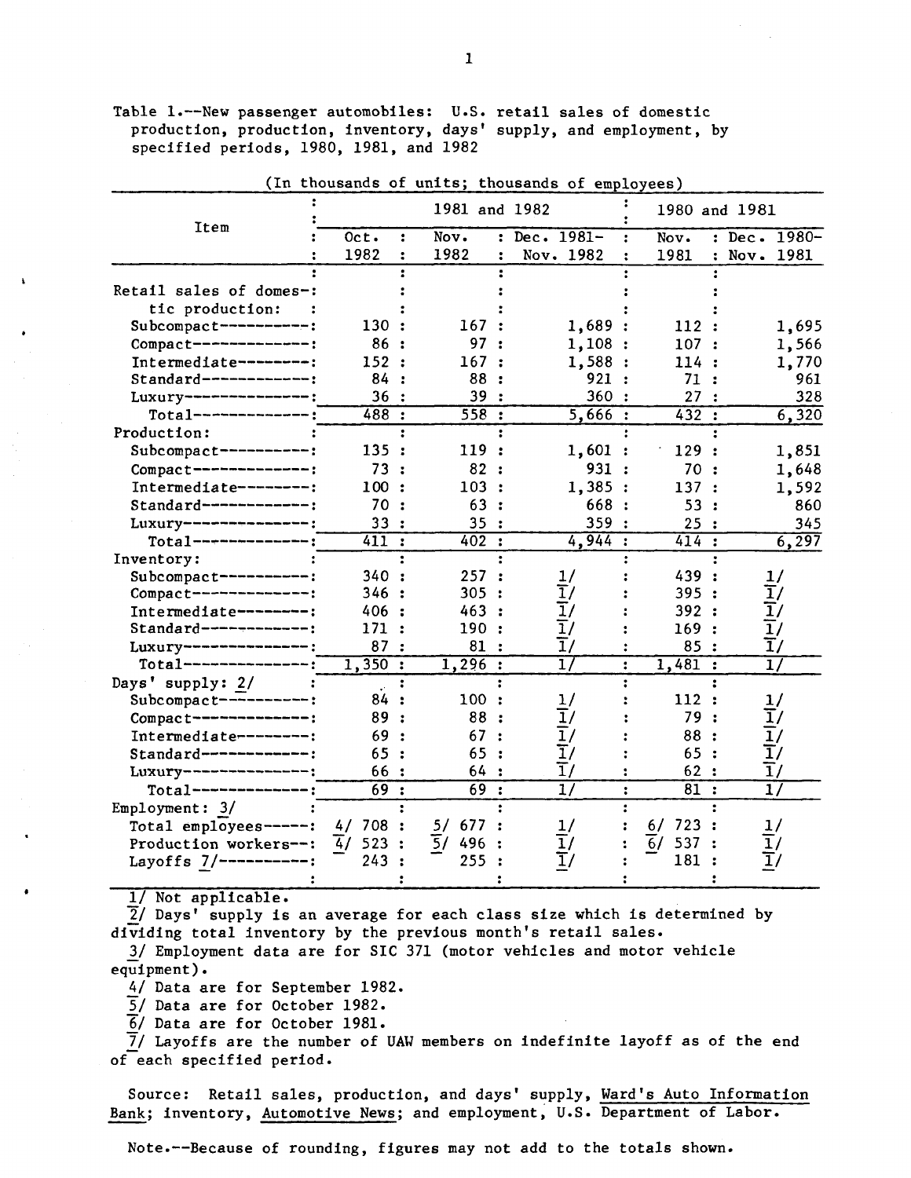Table 1.--New passenger automobiles: U.S. retail sales of domestic production, production, inventory, days' supply, and employment, by specified periods, 1980, 1981, and 1982

(In thousands of units; thousands of employees)

| Item | 1981 and 1982 | | | 1980 and 1981 | |
|---|---|---|---|---|---|
| | Oct. 1982 | Nov. 1982 | Dec. 1981– Nov. 1982 | Nov. 1981 | Dec. 1980– Nov. 1981 |
| Retail sales of domestic production: | | | | | |
| Subcompact | 130 | 167 | 1,689 | 112 | 1,695 |
| Compact | 86 | 97 | 1,108 | 107 | 1,566 |
| Intermediate | 152 | 167 | 1,588 | 114 | 1,770 |
| Standard | 84 | 88 | 921 | 71 | 961 |
| Luxury | 36 | 39 | 360 | 27 | 328 |
| Total | 488 | 558 | 5,666 | 432 | 6,320 |
| Production: | | | | | |
| Subcompact | 135 | 119 | 1,601 | 129 | 1,851 |
| Compact | 73 | 82 | 931 | 70 | 1,648 |
| Intermediate | 100 | 103 | 1,385 | 137 | 1,592 |
| Standard | 70 | 63 | 668 | 53 | 860 |
| Luxury | 33 | 35 | 359 | 25 | 345 |
| Total | 411 | 402 | 4,944 | 414 | 6,297 |
| Inventory: | | | | | |
| Subcompact | 340 | 257 | 1/ | 439 | 1/ |
| Compact | 346 | 305 | 1/ | 395 | 1/ |
| Intermediate | 406 | 463 | 1/ | 392 | 1/ |
| Standard | 171 | 190 | 1/ | 169 | 1/ |
| Luxury | 87 | 81 | 1/ | 85 | 1/ |
| Total | 1,350 | 1,296 | 1/ | 1,481 | 1/ |
| Days' supply: 2/ | | | | | |
| Subcompact | 84 | 100 | 1/ | 112 | 1/ |
| Compact | 89 | 88 | 1/ | 79 | 1/ |
| Intermediate | 69 | 67 | 1/ | 88 | 1/ |
| Standard | 65 | 65 | 1/ | 65 | 1/ |
| Luxury | 66 | 64 | 1/ | 62 | 1/ |
| Total | 69 | 69 | 1/ | 81 | 1/ |
| Employment: 3/ | | | | | |
| Total employees | 4/ 708 | 5/ 677 | 1/ | 6/ 723 | 1/ |
| Production workers | 4/ 523 | 5/ 496 | 1/ | 6/ 537 | 1/ |
| Layoffs 7/ | 243 | 255 | 1/ | 181 | 1/ |

1/ Not applicable.

2/ Days' supply is an average for each class size which is determined by dividing total inventory by the previous month's retail sales.

3/ Employment data are for SIC 371 (motor vehicles and motor vehicle equipment).

4/ Data are for September 1982.

5/ Data are for October 1982.

6/ Data are for October 1981.

7/ Layoffs are the number of UAW members on indefinite layoff as of the end of each specified period.

Source: Retail sales, production, and days' supply, Ward's Auto Information Bank; inventory, Automotive News; and employment, U.S. Department of Labor.

Note.--Because of rounding, figures may not add to the totals shown.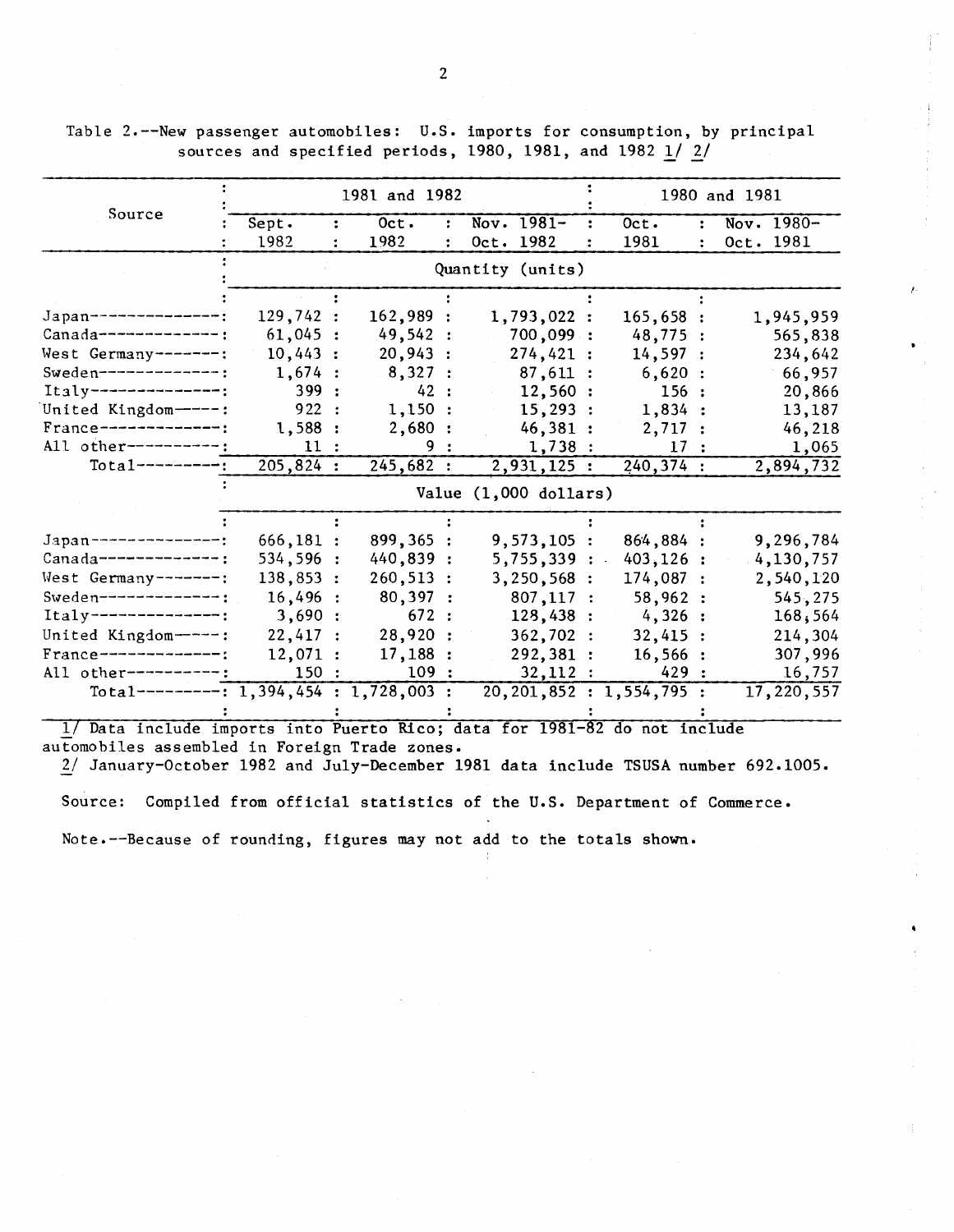Table 2.--New passenger automobiles: U.S. imports for consumption, by principal sources and specified periods, 1980, 1981, and 1982 1/ 2/

| Source | 1981 and 1982 | | | 1980 and 1981 | |
|---|---|---|---|---|---|
| | Sept. 1982 | Oct. 1982 | Nov. 1981-Oct. 1982 | Oct. 1981 | Nov. 1980-Oct. 1981 |
| | Quantity (units) | | | | |
| Japan | 129,742 | 162,989 | 1,793,022 | 165,658 | 1,945,959 |
| Canada | 61,045 | 49,542 | 700,099 | 48,775 | 565,838 |
| West Germany | 10,443 | 20,943 | 274,421 | 14,597 | 234,642 |
| Sweden | 1,674 | 8,327 | 87,611 | 6,620 | 66,957 |
| Italy | 399 | 42 | 12,560 | 156 | 20,866 |
| United Kingdom | 922 | 1,150 | 15,293 | 1,834 | 13,187 |
| France | 1,588 | 2,680 | 46,381 | 2,717 | 46,218 |
| All other | 11 | 9 | 1,738 | 17 | 1,065 |
| Total | 205,824 | 245,682 | 2,931,125 | 240,374 | 2,894,732 |
| | Value (1,000 dollars) | | | | |
| Japan | 666,181 | 899,365 | 9,573,105 | 864,884 | 9,296,784 |
| Canada | 534,596 | 440,839 | 5,755,339 | 403,126 | 4,130,757 |
| West Germany | 138,853 | 260,513 | 3,250,568 | 174,087 | 2,540,120 |
| Sweden | 16,496 | 80,397 | 807,117 | 58,962 | 545,275 |
| Italy | 3,690 | 672 | 128,438 | 4,326 | 168,564 |
| United Kingdom | 22,417 | 28,920 | 362,702 | 32,415 | 214,304 |
| France | 12,071 | 17,188 | 292,381 | 16,566 | 307,996 |
| All other | 150 | 109 | 32,112 | 429 | 16,757 |
| Total | 1,394,454 | 1,728,003 | 20,201,852 | 1,554,795 | 17,220,557 |

1/ Data include imports into Puerto Rico; data for 1981-82 do not include automobiles assembled in Foreign Trade zones.
2/ January-October 1982 and July-December 1981 data include TSUSA number 692.1005.

Source: Compiled from official statistics of the U.S. Department of Commerce.

Note.--Because of rounding, figures may not add to the totals shown.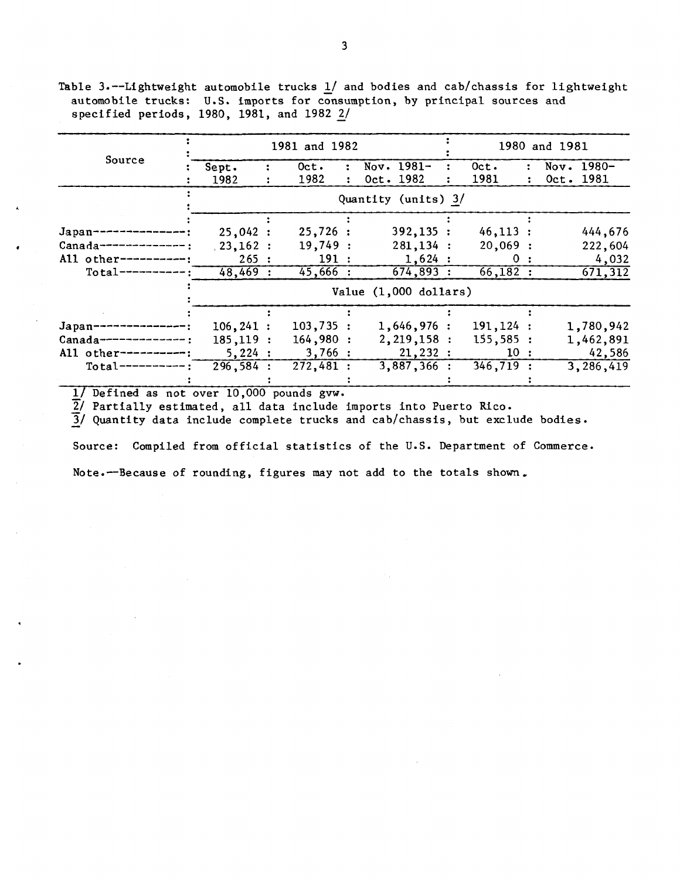Table 3.--Lightweight automobile trucks 1/ and bodies and cab/chassis for lightweight automobile trucks: U.S. imports for consumption, by principal sources and specified periods, 1980, 1981, and 1982 2/

| Source | 1981 and 1982 | | | 1980 and 1981 | |
|---|---|---|---|---|---|
| | Sept. 1982 | Oct. 1982 | Nov. 1981- Oct. 1982 | Oct. 1981 | Nov. 1980- Oct. 1981 |
| | Quantity (units) 3/ | | | | |
| Japan | 25,042 | 25,726 | 392,135 | 46,113 | 444,676 |
| Canada | 23,162 | 19,749 | 281,134 | 20,069 | 222,604 |
| All other | 265 | 191 | 1,624 | 0 | 4,032 |
| Total | 48,469 | 45,666 | 674,893 | 66,182 | 671,312 |
| | Value (1,000 dollars) | | | | |
| Japan | 106,241 | 103,735 | 1,646,976 | 191,124 | 1,780,942 |
| Canada | 185,119 | 164,980 | 2,219,158 | 155,585 | 1,462,891 |
| All other | 5,224 | 3,766 | 21,232 | 10 | 42,586 |
| Total | 296,584 | 272,481 | 3,887,366 | 346,719 | 3,286,419 |

1/ Defined as not over 10,000 pounds gvw.
2/ Partially estimated, all data include imports into Puerto Rico.
3/ Quantity data include complete trucks and cab/chassis, but exclude bodies.

Source: Compiled from official statistics of the U.S. Department of Commerce.

Note.--Because of rounding, figures may not add to the totals shown.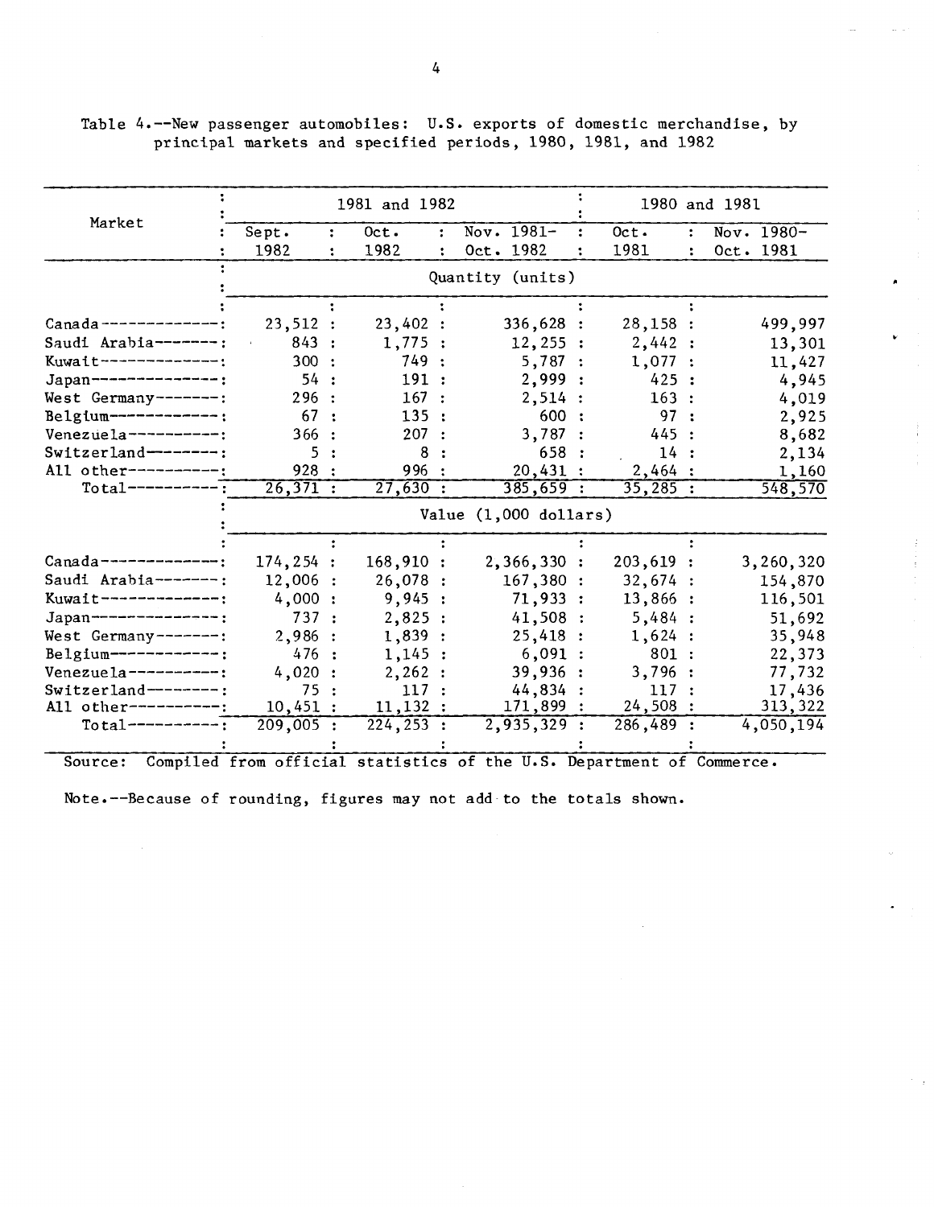Table 4.--New passenger automobiles: U.S. exports of domestic merchandise, by principal markets and specified periods, 1980, 1981, and 1982

| Market | 1981 and 1982 | | | 1980 and 1981 | |
|---|---|---|---|---|---|
| | Sept. 1982 | Oct. 1982 | Nov. 1981-Oct. 1982 | Oct. 1981 | Nov. 1980-Oct. 1981 |
| | Quantity (units) | | | | |
| Canada | 23,512 | 23,402 | 336,628 | 28,158 | 499,997 |
| Saudi Arabia | 843 | 1,775 | 12,255 | 2,442 | 13,301 |
| Kuwait | 300 | 749 | 5,787 | 1,077 | 11,427 |
| Japan | 54 | 191 | 2,999 | 425 | 4,945 |
| West Germany | 296 | 167 | 2,514 | 163 | 4,019 |
| Belgium | 67 | 135 | 600 | 97 | 2,925 |
| Venezuela | 366 | 207 | 3,787 | 445 | 8,682 |
| Switzerland | 5 | 8 | 658 | 14 | 2,134 |
| All other | 928 | 996 | 20,431 | 2,464 | 1,160 |
| Total | 26,371 | 27,630 | 385,659 | 35,285 | 548,570 |
| | Value (1,000 dollars) | | | | |
| Canada | 174,254 | 168,910 | 2,366,330 | 203,619 | 3,260,320 |
| Saudi Arabia | 12,006 | 26,078 | 167,380 | 32,674 | 154,870 |
| Kuwait | 4,000 | 9,945 | 71,933 | 13,866 | 116,501 |
| Japan | 737 | 2,825 | 41,508 | 5,484 | 51,692 |
| West Germany | 2,986 | 1,839 | 25,418 | 1,624 | 35,948 |
| Belgium | 476 | 1,145 | 6,091 | 801 | 22,373 |
| Venezuela | 4,020 | 2,262 | 39,936 | 3,796 | 77,732 |
| Switzerland | 75 | 117 | 44,834 | 117 | 17,436 |
| All other | 10,451 | 11,132 | 171,899 | 24,508 | 313,322 |
| Total | 209,005 | 224,253 | 2,935,329 | 286,489 | 4,050,194 |

Source: Compiled from official statistics of the U.S. Department of Commerce.

Note.--Because of rounding, figures may not add to the totals shown.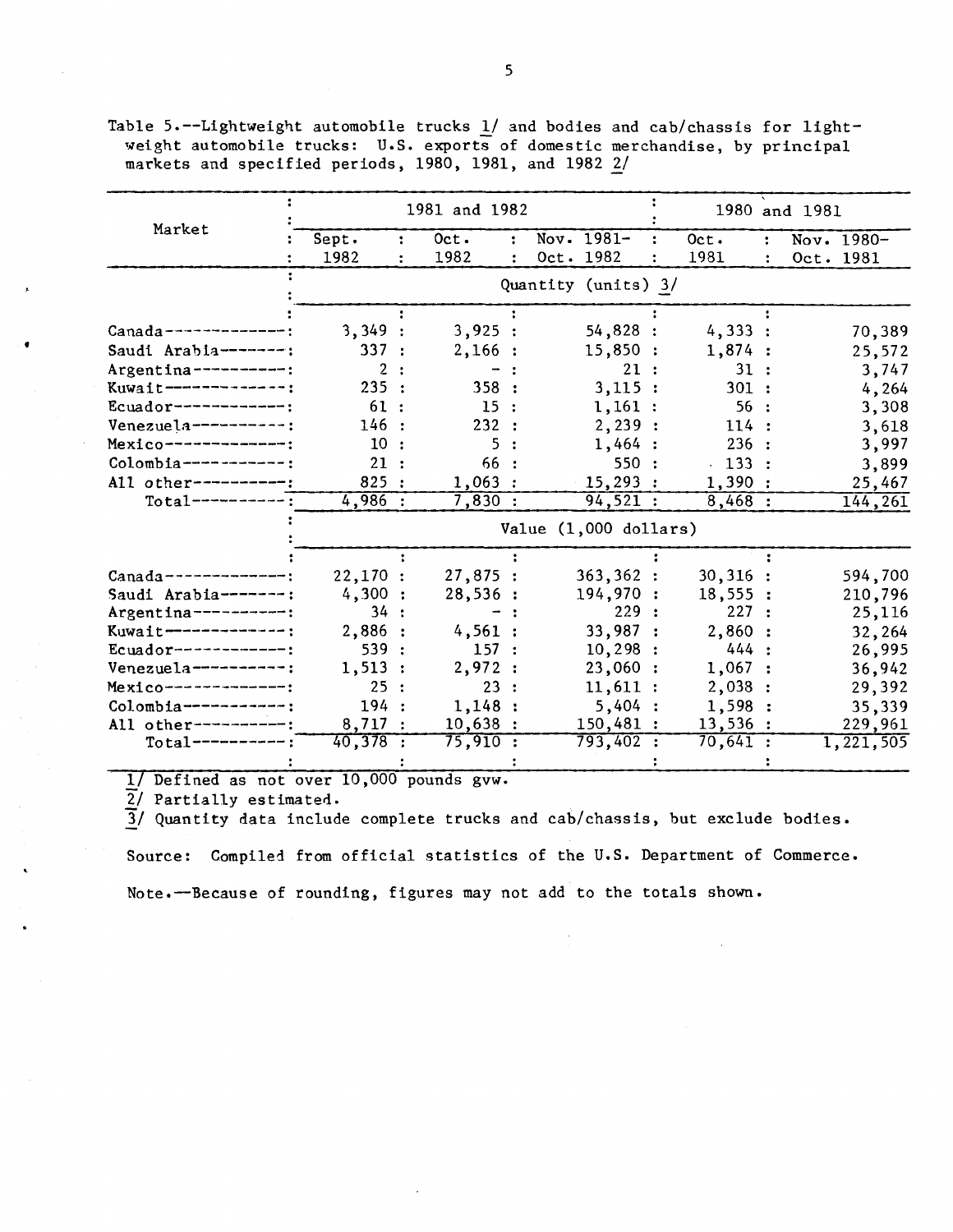Table 5.--Lightweight automobile trucks 1/ and bodies and cab/chassis for lightweight automobile trucks: U.S. exports of domestic merchandise, by principal markets and specified periods, 1980, 1981, and 1982 2/

| Market | 1981 and 1982 | | | 1980 and 1981 | |
|---|---|---|---|---|---|
| | Sept. 1982 | Oct. 1982 | Nov. 1981–Oct. 1982 | Oct. 1981 | Nov. 1980–Oct. 1981 |
| | Quantity (units) 3/ | | | | |
| Canada | 3,349 | 3,925 | 54,828 | 4,333 | 70,389 |
| Saudi Arabia | 337 | 2,166 | 15,850 | 1,874 | 25,572 |
| Argentina | 2 | - | 21 | 31 | 3,747 |
| Kuwait | 235 | 358 | 3,115 | 301 | 4,264 |
| Ecuador | 61 | 15 | 1,161 | 56 | 3,308 |
| Venezuela | 146 | 232 | 2,239 | 114 | 3,618 |
| Mexico | 10 | 5 | 1,464 | 236 | 3,997 |
| Colombia | 21 | 66 | 550 | 133 | 3,899 |
| All other | 825 | 1,063 | 15,293 | 1,390 | 25,467 |
| Total | 4,986 | 7,830 | 94,521 | 8,468 | 144,261 |
| | Value (1,000 dollars) | | | | |
| Canada | 22,170 | 27,875 | 363,362 | 30,316 | 594,700 |
| Saudi Arabia | 4,300 | 28,536 | 194,970 | 18,555 | 210,796 |
| Argentina | 34 | - | 229 | 227 | 25,116 |
| Kuwait | 2,886 | 4,561 | 33,987 | 2,860 | 32,264 |
| Ecuador | 539 | 157 | 10,298 | 444 | 26,995 |
| Venezuela | 1,513 | 2,972 | 23,060 | 1,067 | 36,942 |
| Mexico | 25 | 23 | 11,611 | 2,038 | 29,392 |
| Colombia | 194 | 1,148 | 5,404 | 1,598 | 35,339 |
| All other | 8,717 | 10,638 | 150,481 | 13,536 | 229,961 |
| Total | 40,378 | 75,910 | 793,402 | 70,641 | 1,221,505 |

1/ Defined as not over 10,000 pounds gvw.

2/ Partially estimated.

3/ Quantity data include complete trucks and cab/chassis, but exclude bodies.

Source: Compiled from official statistics of the U.S. Department of Commerce.

Note.—Because of rounding, figures may not add to the totals shown.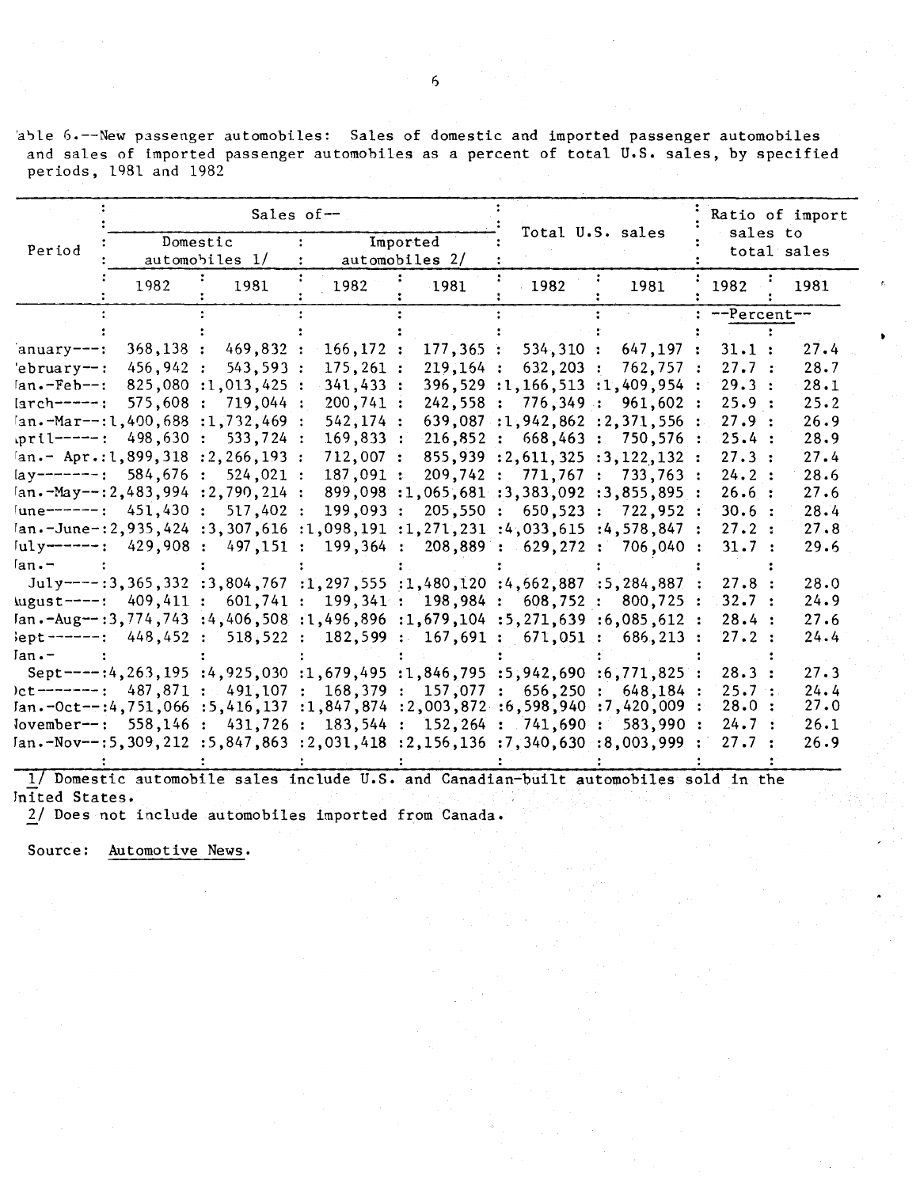Table 6.--New passenger automobiles: Sales of domestic and imported passenger automobiles and sales of imported passenger automobiles as a percent of total U.S. sales, by specified periods, 1981 and 1982

| Period | Sales of-- | | | | Total U.S. sales | | Ratio of import sales to total sales | |
|---|---|---|---|---|---|---|---|---|
| | Domestic automobiles 1/ | | Imported automobiles 2/ | | | | | |
| | 1982 | 1981 | 1982 | 1981 | 1982 | 1981 | 1982 | 1981 |
| | | | | | | | --Percent-- | |
| January | 368,138 | 469,832 | 166,172 | 177,365 | 534,310 | 647,197 | 31.1 | 27.4 |
| February | 456,942 | 543,593 | 175,261 | 219,164 | 632,203 | 762,757 | 27.7 | 28.7 |
| Jan.-Feb | 825,080 | 1,013,425 | 341,433 | 396,529 | 1,166,513 | 1,409,954 | 29.3 | 28.1 |
| March | 575,608 | 719,044 | 200,741 | 242,558 | 776,349 | 961,602 | 25.9 | 25.2 |
| Jan.-Mar | 1,400,688 | 1,732,469 | 542,174 | 639,087 | 1,942,862 | 2,371,556 | 27.9 | 26.9 |
| April | 498,630 | 533,724 | 169,833 | 216,852 | 668,463 | 750,576 | 25.4 | 28.9 |
| Jan.- Apr. | 1,899,318 | 2,266,193 | 712,007 | 855,939 | 2,611,325 | 3,122,132 | 27.3 | 27.4 |
| May | 584,676 | 524,021 | 187,091 | 209,742 | 771,767 | 733,763 | 24.2 | 28.6 |
| Jan.-May | 2,483,994 | 2,790,214 | 899,098 | 1,065,681 | 3,383,092 | 3,855,895 | 26.6 | 27.6 |
| June | 451,430 | 517,402 | 199,093 | 205,550 | 650,523 | 722,952 | 30.6 | 28.4 |
| Jan.-June | 2,935,424 | 3,307,616 | 1,098,191 | 1,271,231 | 4,033,615 | 4,578,847 | 27.2 | 27.8 |
| July | 429,908 | 497,151 | 199,364 | 208,889 | 629,272 | 706,040 | 31.7 | 29.6 |
| Jan.-July | 3,365,332 | 3,804,767 | 1,297,555 | 1,480,120 | 4,662,887 | 5,284,887 | 27.8 | 28.0 |
| August | 409,411 | 601,741 | 199,341 | 198,984 | 608,752 | 800,725 | 32.7 | 24.9 |
| Jan.-Aug | 3,774,743 | 4,406,508 | 1,496,896 | 1,679,104 | 5,271,639 | 6,085,612 | 28.4 | 27.6 |
| Sept | 448,452 | 518,522 | 182,599 | 167,691 | 671,051 | 686,213 | 27.2 | 24.4 |
| Jan.-Sept | 4,263,195 | 4,925,030 | 1,679,495 | 1,846,795 | 5,942,690 | 6,771,825 | 28.3 | 27.3 |
| Oct | 487,871 | 491,107 | 168,379 | 157,077 | 656,250 | 648,184 | 25.7 | 24.4 |
| Jan.-Oct | 4,751,066 | 5,416,137 | 1,847,874 | 2,003,872 | 6,598,940 | 7,420,009 | 28.0 | 27.0 |
| November | 558,146 | 431,726 | 183,544 | 152,264 | 741,690 | 583,990 | 24.7 | 26.1 |
| Jan.-Nov | 5,309,212 | 5,847,863 | 2,031,418 | 2,156,136 | 7,340,630 | 8,003,999 | 27.7 | 26.9 |

1/ Domestic automobile sales include U.S. and Canadian-built automobiles sold in the United States.

2/ Does not include automobiles imported from Canada.

Source: Automotive News.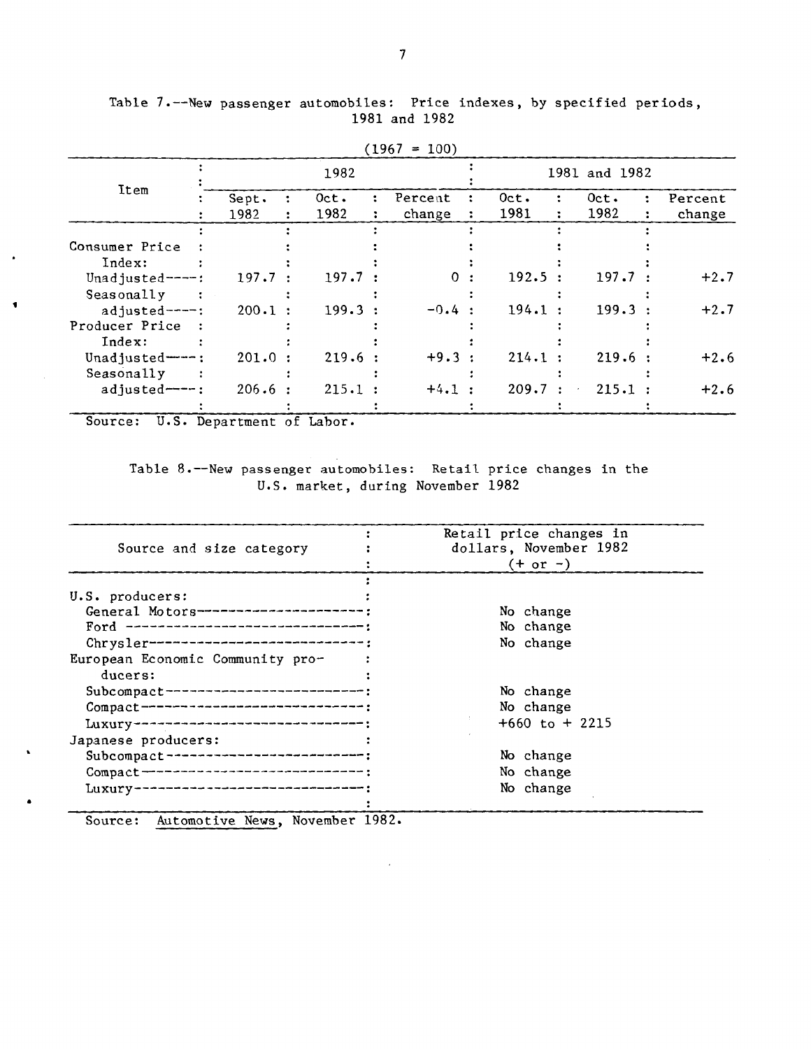Table 7.--New passenger automobiles: Price indexes, by specified periods, 1981 and 1982

(1967 = 100)

| Item | 1982 | | | 1981 and 1982 | | |
|---|---|---|---|---|---|---|
| | Sept. 1982 | Oct. 1982 | Percent change | Oct. 1981 | Oct. 1982 | Percent change |
| Consumer Price Index: | | | | | | |
| Unadjusted | 197.7 | 197.7 | 0 | 192.5 | 197.7 | +2.7 |
| Seasonally adjusted | 200.1 | 199.3 | -0.4 | 194.1 | 199.3 | +2.7 |
| Producer Price Index: | | | | | | |
| Unadjusted | 201.0 | 219.6 | +9.3 | 214.1 | 219.6 | +2.6 |
| Seasonally adjusted | 206.6 | 215.1 | +4.1 | 209.7 | 215.1 | +2.6 |

Source: U.S. Department of Labor.

Table 8.--New passenger automobiles: Retail price changes in the U.S. market, during November 1982

| Source and size category | Retail price changes in dollars, November 1982 (+ or -) |
|---|---|
| U.S. producers: | |
| General Motors | No change |
| Ford | No change |
| Chrysler | No change |
| European Economic Community producers: | |
| Subcompact | No change |
| Compact | No change |
| Luxury | +660 to + 2215 |
| Japanese producers: | |
| Subcompact | No change |
| Compact | No change |
| Luxury | No change |

Source: *Automotive News*, November 1982.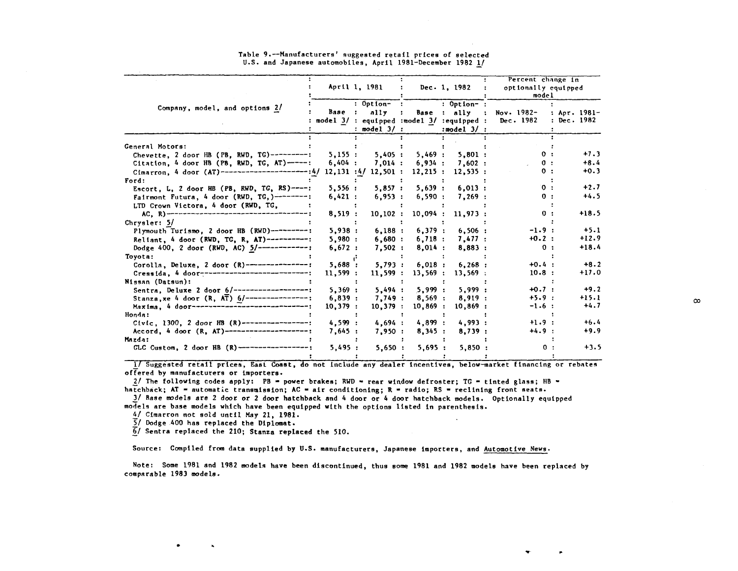Table 9.--Manufacturers' suggested retail prices of selected U.S. and Japanese automobiles, April 1981-December 1982 1/

| Company, model, and options 2/ | April 1, 1981 | | Dec. 1, 1982 | | Percent change in optionally equipped model | |
|---|---|---|---|---|---|---|
| | Base model 3/ | Optionally equipped model 3/ | Base model 3/ | Optionally equipped model 3/ | Nov. 1982-Dec. 1982 | Apr. 1981-Dec. 1982 |
| General Motors: | | | | | | |
| Chevette, 2 door HB (PB, RWD, TG) | 5,155 | 5,405 | 5,469 | 5,801 | 0 | +7.3 |
| Citation, 4 door HB (PB, RWD, TG, AT) | 6,404 | 7,014 | 6,934 | 7,602 | 0 | +8.4 |
| Cimarron, 4 door (AT) | 4/ 12,131 | 4/ 12,501 | 12,215 | 12,535 | 0 | +0.3 |
| Ford: | | | | | | |
| Escort, L, 2 door HB (PB, RWD, TG, RS) | 5,556 | 5,857 | 5,639 | 6,013 | 0 | +2.7 |
| Fairmont Futura, 4 door (RWD, TG,) | 6,421 | 6,953 | 6,590 | 7,269 | 0 | +4.5 |
| LTD Crown Victora, 4 door (RWD, TG, AC, R) | 8,519 | 10,102 | 10,094 | 11,973 | 0 | +18.5 |
| Chrysler: 5/ | | | | | | |
| Plymouth Turismo, 2 door HB (RWD) | 5,938 | 6,188 | 6,379 | 6,506 | -1.9 | +5.1 |
| Reliant, 4 door (RWD, TG, R, AT) | 5,980 | 6,680 | 6,718 | 7,477 | +0.2 | +12.9 |
| Dodge 400, 2 door (RWD, AC) 5/ | 6,672 | 7,502 | 8,014 | 8,883 | 0 | +18.4 |
| Toyota: | | | | | | |
| Corolla, Deluxe, 2 door (R) | 5,688 | 5,793 | 6,018 | 6,268 | +0.4 | +8.2 |
| Cressida, 4 door | 11,599 | 11,599 | 13,569 | 13,569 | 10.8 | +17.0 |
| Nissan (Datsun): | | | | | | |
| Sentra, Deluxe 2 door 6/ | 5,369 | 5,494 | 5,999 | 5,999 | +0.7 | +9.2 |
| Stanza,xe 4 door (R, AT) 6/ | 6,839 | 7,749 | 8,569 | 8,919 | +5.9 | +15.1 |
| Maxima, 4 door | 10,379 | 10,379 | 10,869 | 10,869 | -1.6 | +4.7 |
| Honda: | | | | | | |
| Civic, 1300, 2 door HB (R) | 4,599 | 4,694 | 4,899 | 4,993 | +1.9 | +6.4 |
| Accord, 4 door (R, AT) | 7,645 | 7,950 | 8,345 | 8,739 | +4.9 | +9.9 |
| Mazda: | | | | | | |
| GLC Custom, 2 door HB (R) | 5,495 | 5,650 | 5,695 | 5,850 | 0 | +3.5 |

1/ Suggested retail prices, East Coast, do not include any dealer incentives, below-market financing or rebates offered by manufacturers or importers.

2/ The following codes apply: PB = power brakes; RWD = rear window defroster; TG = tinted glass; HB = hatchback; AT = automatic transmission; AC = air conditioning; R = radio; RS = reclining front seats.

3/ Base models are 2 door or 2 door hatchback and 4 door or 4 door hatchback models. Optionally equipped models are base models which have been equipped with the options listed in parenthesis.

4/ Cimarron not sold until May 21, 1981.

5/ Dodge 400 has replaced the Diplomat.

6/ Sentra replaced the 210; Stanza replaced the 510.

Source: Compiled from data supplied by U.S. manufacturers, Japanese importers, and Automotive News.

Note: Some 1981 and 1982 models have been discontinued, thus some 1981 and 1982 models have been replaced by comparable 1983 models.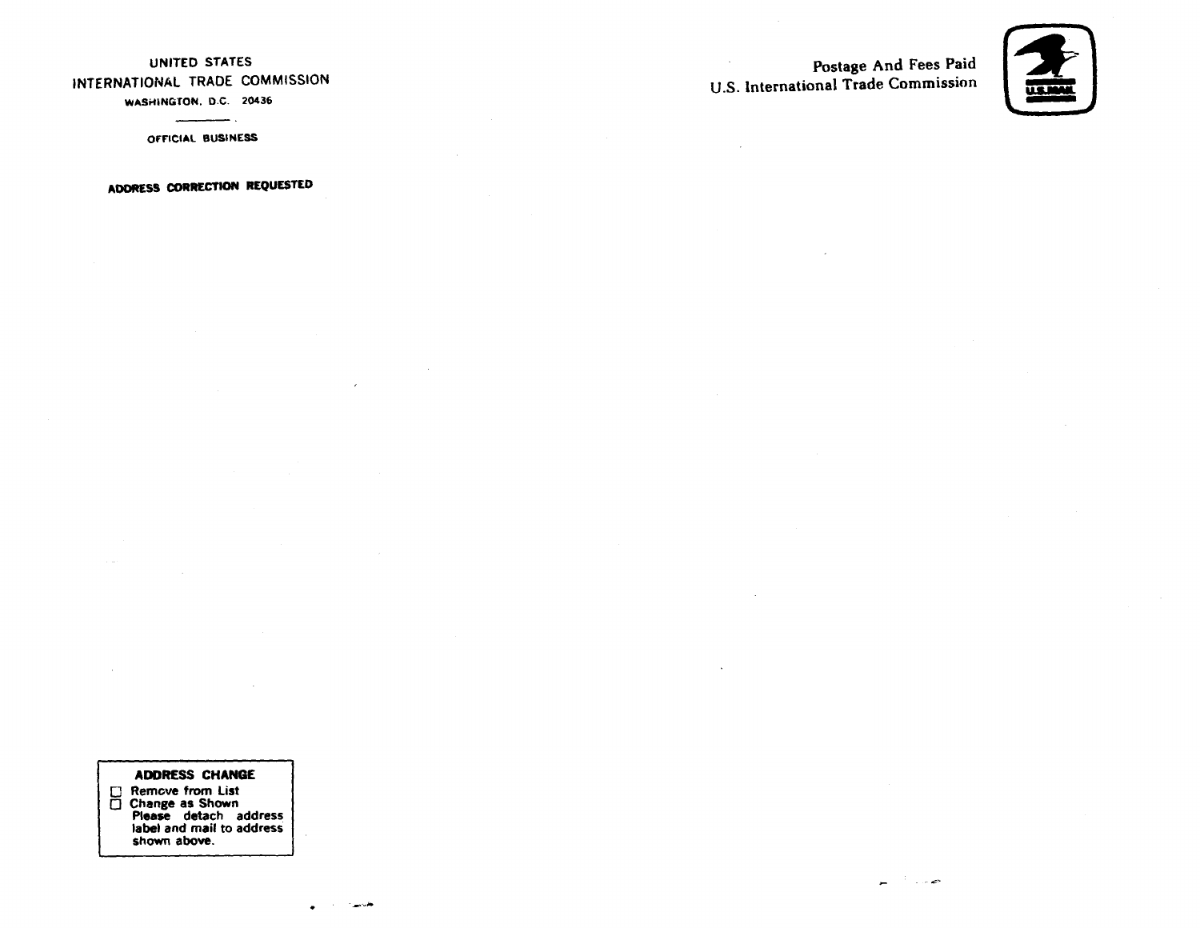UNITED STATES
INTERNATIONAL TRADE COMMISSION
WASHINGTON, D.C. 20436

OFFICIAL BUSINESS

**ADDRESS CORRECTION REQUESTED**

Postage And Fees Paid
U.S. International Trade Commission

**ADDRESS CHANGE**

☐ Remove from List
☐ Change as Shown
Please detach address label and mail to address shown above.